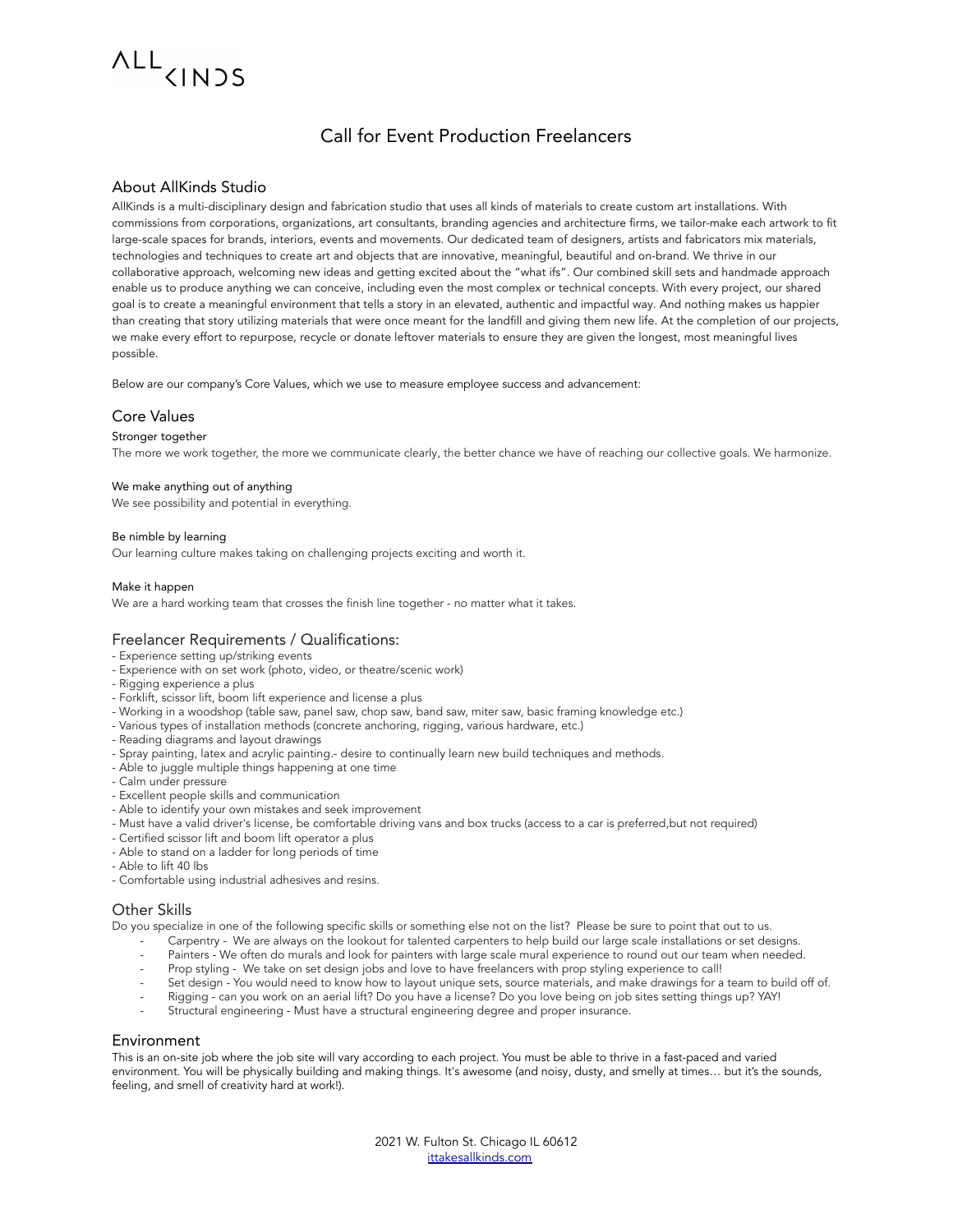ALL KINDS

# Call for Event Production Freelancers

## About AllKinds Studio

AllKinds is a multi-disciplinary design and fabrication studio that uses all kinds of materials to create custom art installations. With commissions from corporations, organizations, art consultants, branding agencies and architecture firms, we tailor-make each artwork to fit large-scale spaces for brands, interiors, events and movements. Our dedicated team of designers, artists and fabricators mix materials, technologies and techniques to create art and objects that are innovative, meaningful, beautiful and on-brand. We thrive in our collaborative approach, welcoming new ideas and getting excited about the "what ifs". Our combined skill sets and handmade approach enable us to produce anything we can conceive, including even the most complex or technical concepts. With every project, our shared goal is to create a meaningful environment that tells a story in an elevated, authentic and impactful way. And nothing makes us happier than creating that story utilizing materials that were once meant for the landfill and giving them new life. At the completion of our projects, we make every effort to repurpose, recycle or donate leftover materials to ensure they are given the longest, most meaningful lives possible.

Below are our company's Core Values, which we use to measure employee success and advancement:

## Core Values

### Stronger together

The more we work together, the more we communicate clearly, the better chance we have of reaching our collective goals. We harmonize.

### We make anything out of anything

We see possibility and potential in everything.

### Be nimble by learning

Our learning culture makes taking on challenging projects exciting and worth it.

### Make it happen

We are a hard working team that crosses the finish line together - no matter what it takes.

## Freelancer Requirements / Qualifications:

- Experience setting up/striking events
- Experience with on set work (photo, video, or theatre/scenic work)
- Rigging experience a plus
- Forklift, scissor lift, boom lift experience and license a plus
- Working in a woodshop (table saw, panel saw, chop saw, band saw, miter saw, basic framing knowledge etc.)
- Various types of installation methods (concrete anchoring, rigging, various hardware, etc.)
- Reading diagrams and layout drawings
- Spray painting, latex and acrylic painting.- desire to continually learn new build techniques and methods.
- Able to juggle multiple things happening at one time
- Calm under pressure
- Excellent people skills and communication
- Able to identify your own mistakes and seek improvement
- Must have a valid driver's license, be comfortable driving vans and box trucks (access to a car is preferred,but not required)
- Certified scissor lift and boom lift operator a plus
- Able to stand on a ladder for long periods of time
- Able to lift 40 lbs
- Comfortable using industrial adhesives and resins.

## Other Skills

Do you specialize in one of the following specific skills or something else not on the list? Please be sure to point that out to us.

- Carpentry - We are always on the lookout for talented carpenters to help build our large scale installations or set designs.
- Painters - We often do murals and look for painters with large scale mural experience to round out our team when needed.
- Prop styling - We take on set design jobs and love to have freelancers with prop styling experience to call!
- Set design - You would need to know how to layout unique sets, source materials, and make drawings for a team to build off of.
- Rigging - can you work on an aerial lift? Do you have a license? Do you love being on job sites setting things up? YAY!
- Structural engineering - Must have a structural engineering degree and proper insurance.

## Environment

This is an on-site job where the job site will vary according to each project. You must be able to thrive in a fast-paced and varied environment. You will be physically building and making things. It's awesome (and noisy, dusty, and smelly at times… but it's the sounds, feeling, and smell of creativity hard at work!).

2021 W. Fulton St. Chicago IL 60612
ittakesallkinds.com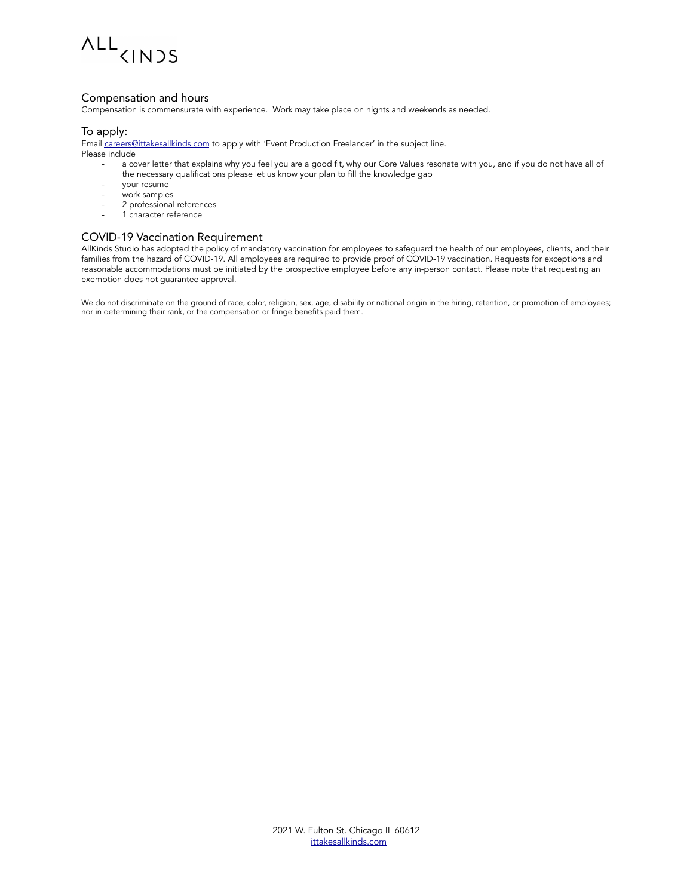## Compensation and hours

Compensation is commensurate with experience. Work may take place on nights and weekends as needed.

## To apply:

Email careers@ittakesallkinds.com to apply with 'Event Production Freelancer' in the subject line.
Please include

- a cover letter that explains why you feel you are a good fit, why our Core Values resonate with you, and if you do not have all of the necessary qualifications please let us know your plan to fill the knowledge gap
- your resume
- work samples
- 2 professional references
- 1 character reference

## COVID-19 Vaccination Requirement

AllKinds Studio has adopted the policy of mandatory vaccination for employees to safeguard the health of our employees, clients, and their families from the hazard of COVID-19. All employees are required to provide proof of COVID-19 vaccination. Requests for exceptions and reasonable accommodations must be initiated by the prospective employee before any in-person contact. Please note that requesting an exemption does not guarantee approval.

We do not discriminate on the ground of race, color, religion, sex, age, disability or national origin in the hiring, retention, or promotion of employees; nor in determining their rank, or the compensation or fringe benefits paid them.